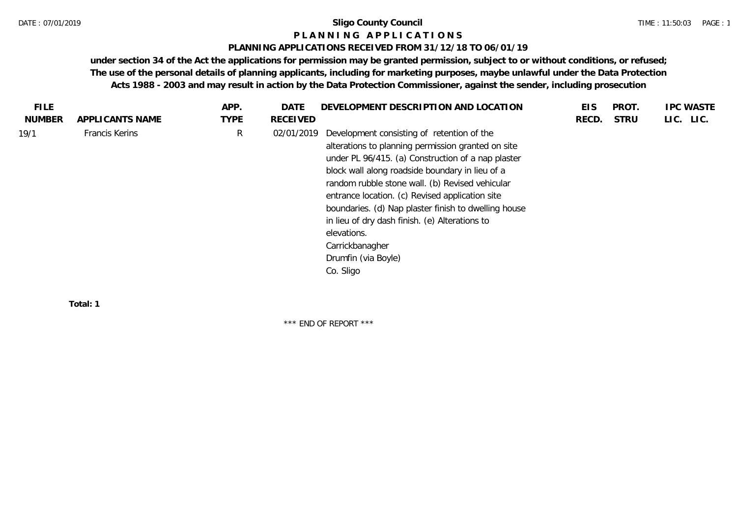# Sligo County Council

## PLANNING APPLICATIONS

### PLANNING APPLICATIONS RECEIVED FROM 31/12/18 TO 06/01/19

**under section 34 of the Act the applications for permission may be granted permission, subject to or without conditions, or refused; The use of the personal details of planning applicants, including for marketing purposes, maybe unlawful under the Data Protection Acts 1988 - 2003 and may result in action by the Data Protection Commissioner, against the sender, including prosecution**

| FILE NUMBER | APPLICANTS NAME | APP. TYPE | DATE RECEIVED | DEVELOPMENT DESCRIPTION AND LOCATION | EIS RECD. | PROT. STRU | IPC LIC. | WASTE LIC. |
|---|---|---|---|---|---|---|---|---|
| 19/1 | Francis Kerins | R | 02/01/2019 | Development consisting of retention of the alterations to planning permission granted on site under PL 96/415. (a) Construction of a nap plaster block wall along roadside boundary in lieu of a random rubble stone wall. (b) Revised vehicular entrance location. (c) Revised application site boundaries. (d) Nap plaster finish to dwelling house in lieu of dry dash finish. (e) Alterations to elevations.<br>Carrickbanagher<br>Drumfin (via Boyle)<br>Co. Sligo | | | | |

**Total: 1**

\*\*\* END OF REPORT \*\*\*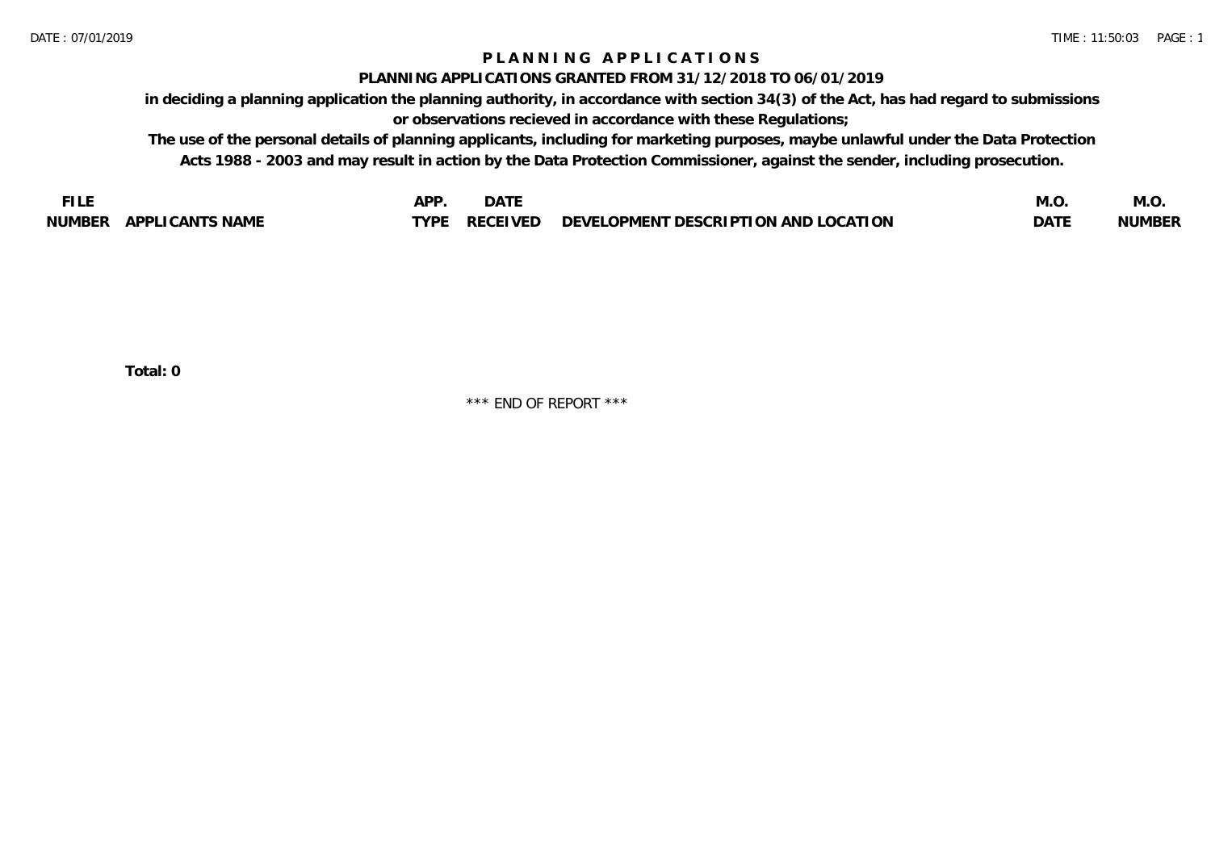# PLANNING APPLICATIONS

## PLANNING APPLICATIONS GRANTED FROM 31/12/2018 TO 06/01/2019

**in deciding a planning application the planning authority, in accordance with section 34(3) of the Act, has had regard to submissions or observations recieved in accordance with these Regulations;**

**The use of the personal details of planning applicants, including for marketing purposes, maybe unlawful under the Data Protection Acts 1988 - 2003 and may result in action by the Data Protection Commissioner, against the sender, including prosecution.**

| FILE NUMBER | APPLICANTS NAME | APP. TYPE | DATE RECEIVED | DEVELOPMENT DESCRIPTION AND LOCATION | M.O. DATE | M.O. NUMBER |
|---|---|---|---|---|---|---|

**Total: 0**

\*\*\* END OF REPORT \*\*\*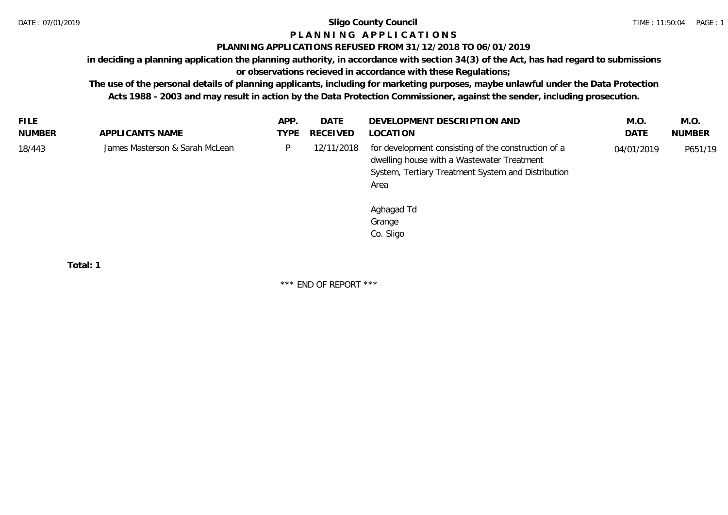# Sligo County Council

## P L A N N I N G   A P P L I C A T I O N S

### PLANNING APPLICATIONS REFUSED FROM 31/12/2018 TO 06/01/2019

**in deciding a planning application the planning authority, in accordance with section 34(3) of the Act, has had regard to submissions or observations recieved in accordance with these Regulations;**

**The use of the personal details of planning applicants, including for marketing purposes, maybe unlawful under the Data Protection Acts 1988 - 2003 and may result in action by the Data Protection Commissioner, against the sender, including prosecution.**

| FILE NUMBER | APPLICANTS NAME | APP. TYPE | DATE RECEIVED | DEVELOPMENT DESCRIPTION AND LOCATION | M.O. DATE | M.O. NUMBER |
|---|---|---|---|---|---|---|
| 18/443 | James Masterson & Sarah McLean | P | 12/11/2018 | for development consisting of the construction of a dwelling house with a Wastewater Treatment System, Tertiary Treatment System and Distribution Area<br><br>Aghagad Td<br>Grange<br>Co. Sligo | 04/01/2019 | P651/19 |

**Total: 1**

\*\*\* END OF REPORT \*\*\*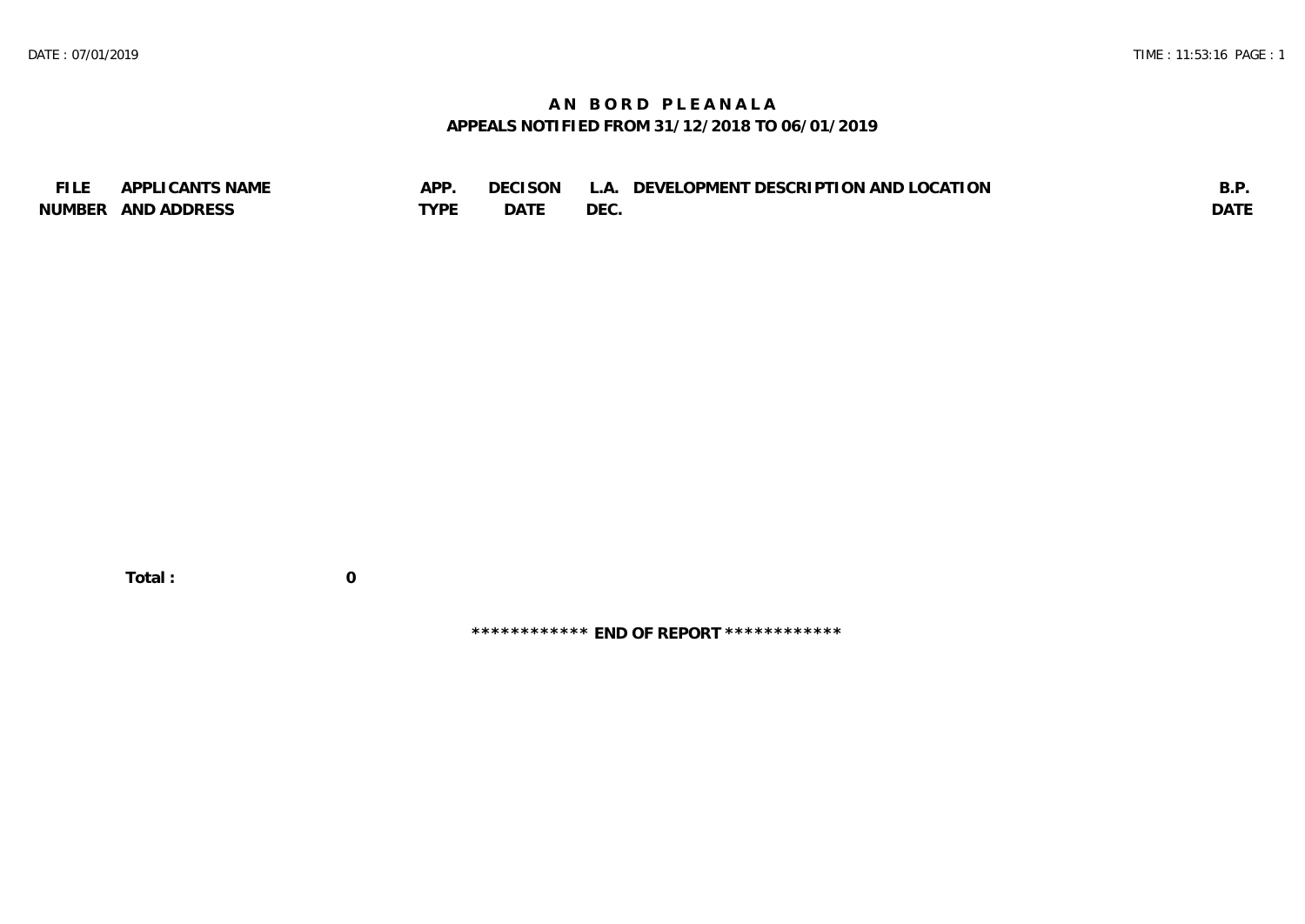# AN BORD PLEANALA

## APPEALS NOTIFIED FROM 31/12/2018 TO 06/01/2019

| FILE NUMBER | APPLICANTS NAME AND ADDRESS | APP. TYPE | DECISON DATE | L.A. DEC. | DEVELOPMENT DESCRIPTION AND LOCATION | B.P. DATE |
|---|---|---|---|---|---|---|

**Total : 0**

**\*\*\*\*\*\*\*\*\*\*\*\* END OF REPORT \*\*\*\*\*\*\*\*\*\*\*\***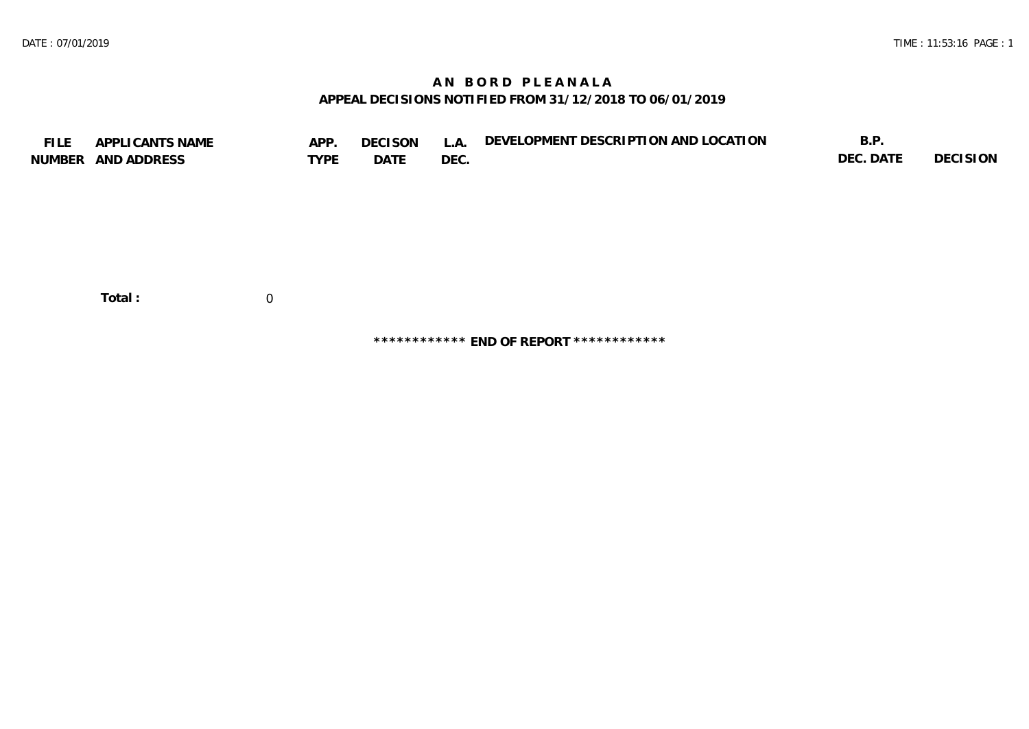# AN BORD PLEANALA

## APPEAL DECISIONS NOTIFIED FROM 31/12/2018 TO 06/01/2019

| FILE NUMBER | APPLICANTS NAME AND ADDRESS | APP. TYPE | DECISON DATE | L.A. DEC. | DEVELOPMENT DESCRIPTION AND LOCATION | B.P. DEC. DATE | DECISION |
|---|---|---|---|---|---|---|---|

**Total :** 0

************ **END OF REPORT** ************